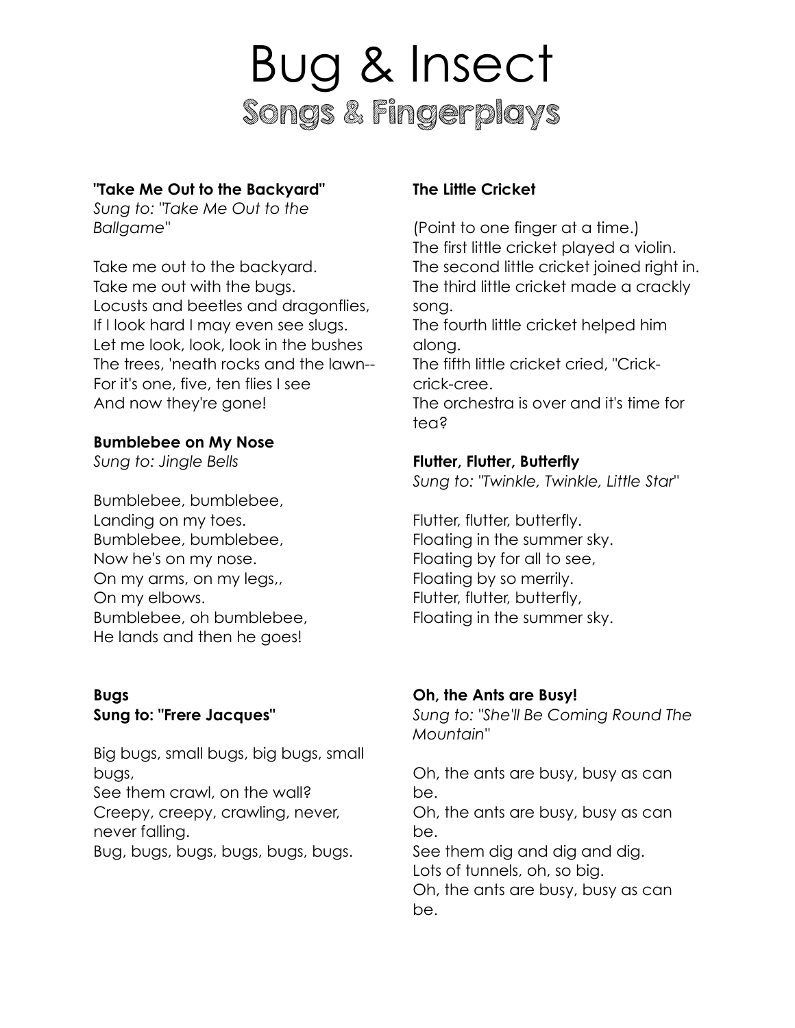# Bug & Insect

## Songs & Fingerplays

**"Take Me Out to the Backyard"**
*Sung to: "Take Me Out to the Ballgame"*

Take me out to the backyard.
Take me out with the bugs.
Locusts and beetles and dragonflies,
If I look hard I may even see slugs.
Let me look, look, look in the bushes
The trees, 'neath rocks and the lawn--
For it's one, five, ten flies I see
And now they're gone!

**Bumblebee on My Nose**
*Sung to: Jingle Bells*

Bumblebee, bumblebee,
Landing on my toes.
Bumblebee, bumblebee,
Now he's on my nose.
On my arms, on my legs,,
On my elbows.
Bumblebee, oh bumblebee,
He lands and then he goes!

**Bugs**
**Sung to: "Frere Jacques"**

Big bugs, small bugs, big bugs, small bugs,
See them crawl, on the wall?
Creepy, creepy, crawling, never, never falling.
Bug, bugs, bugs, bugs, bugs, bugs.

**The Little Cricket**

(Point to one finger at a time.)
The first little cricket played a violin.
The second little cricket joined right in.
The third little cricket made a crackly song.
The fourth little cricket helped him along.
The fifth little cricket cried, "Crick-crick-cree.
The orchestra is over and it's time for tea?

**Flutter, Flutter, Butterfly**
*Sung to: "Twinkle, Twinkle, Little Star"*

Flutter, flutter, butterfly.
Floating in the summer sky.
Floating by for all to see,
Floating by so merrily.
Flutter, flutter, butterfly,
Floating in the summer sky.

**Oh, the Ants are Busy!**
*Sung to: "She'll Be Coming Round The Mountain"*

Oh, the ants are busy, busy as can be.
Oh, the ants are busy, busy as can be.
See them dig and dig and dig.
Lots of tunnels, oh, so big.
Oh, the ants are busy, busy as can be.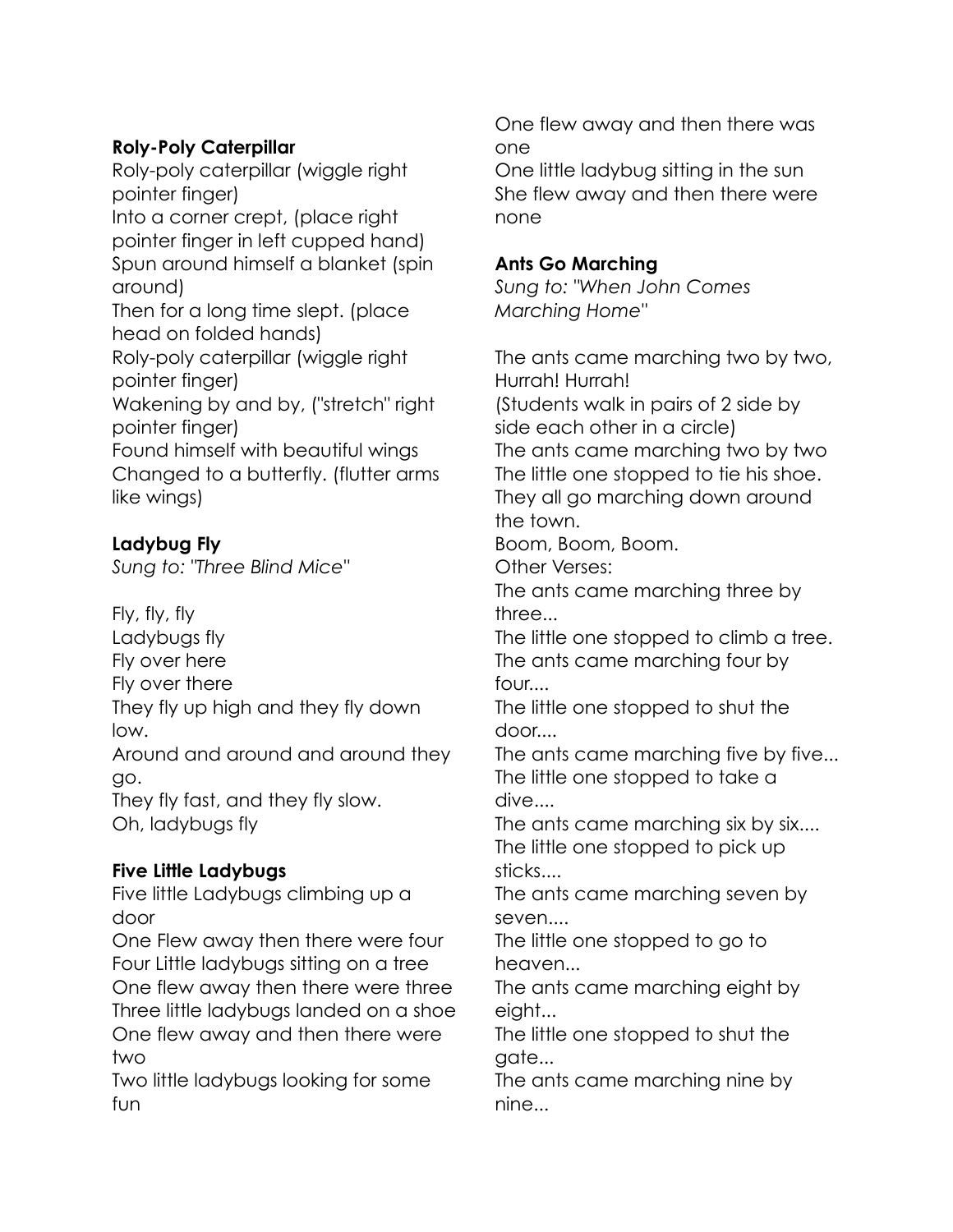**Roly-Poly Caterpillar**

Roly-poly caterpillar (wiggle right pointer finger)
Into a corner crept, (place right pointer finger in left cupped hand)
Spun around himself a blanket (spin around)
Then for a long time slept. (place head on folded hands)
Roly-poly caterpillar (wiggle right pointer finger)
Wakening by and by, ("stretch" right pointer finger)
Found himself with beautiful wings
Changed to a butterfly. (flutter arms like wings)

**Ladybug Fly**

*Sung to: "Three Blind Mice"*

Fly, fly, fly
Ladybugs fly
Fly over here
Fly over there
They fly up high and they fly down low.
Around and around and around they go.
They fly fast, and they fly slow.
Oh, ladybugs fly

**Five Little Ladybugs**

Five little Ladybugs climbing up a door
One Flew away then there were four
Four Little ladybugs sitting on a tree
One flew away then there were three
Three little ladybugs landed on a shoe
One flew away and then there were two
Two little ladybugs looking for some fun
One flew away and then there was one
One little ladybug sitting in the sun
She flew away and then there were none

**Ants Go Marching**

*Sung to: "When John Comes Marching Home"*

The ants came marching two by two, Hurrah! Hurrah!
(Students walk in pairs of 2 side by side each other in a circle)
The ants came marching two by two
The little one stopped to tie his shoe.
They all go marching down around the town.
Boom, Boom, Boom.
Other Verses:
The ants came marching three by three...
The little one stopped to climb a tree.
The ants came marching four by four....
The little one stopped to shut the door....
The ants came marching five by five...
The little one stopped to take a dive....
The ants came marching six by six....
The little one stopped to pick up sticks....
The ants came marching seven by seven....
The little one stopped to go to heaven...
The ants came marching eight by eight...
The little one stopped to shut the gate...
The ants came marching nine by nine...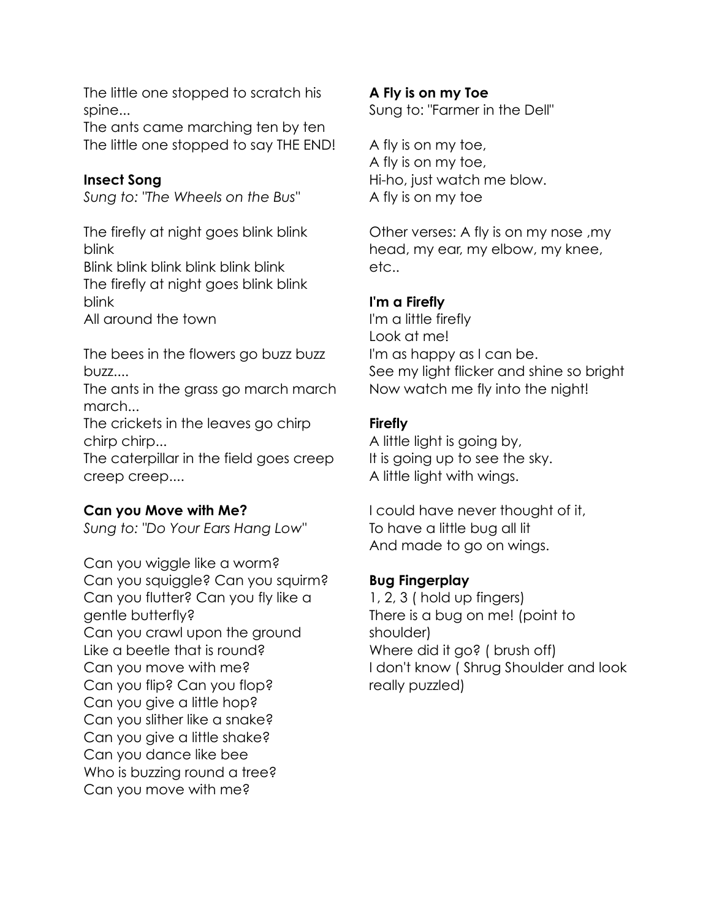The little one stopped to scratch his spine...
The ants came marching ten by ten
The little one stopped to say THE END!

**Insect Song**
*Sung to: "The Wheels on the Bus"*

The firefly at night goes blink blink blink
Blink blink blink blink blink blink
The firefly at night goes blink blink blink
All around the town

The bees in the flowers go buzz buzz buzz....
The ants in the grass go march march march...
The crickets in the leaves go chirp chirp chirp...
The caterpillar in the field goes creep creep creep....

**Can you Move with Me?**
*Sung to: "Do Your Ears Hang Low"*

Can you wiggle like a worm?
Can you squiggle? Can you squirm?
Can you flutter? Can you fly like a gentle butterfly?
Can you crawl upon the ground
Like a beetle that is round?
Can you move with me?
Can you flip? Can you flop?
Can you give a little hop?
Can you slither like a snake?
Can you give a little shake?
Can you dance like bee
Who is buzzing round a tree?
Can you move with me?

**A Fly is on my Toe**
Sung to: "Farmer in the Dell"

A fly is on my toe,
A fly is on my toe,
Hi-ho, just watch me blow.
A fly is on my toe

Other verses: A fly is on my nose ,my head, my ear, my elbow, my knee, etc..

**I'm a Firefly**
I'm a little firefly
Look at me!
I'm as happy as I can be.
See my light flicker and shine so bright
Now watch me fly into the night!

**Firefly**
A little light is going by,
It is going up to see the sky.
A little light with wings.

I could have never thought of it,
To have a little bug all lit
And made to go on wings.

**Bug Fingerplay**
1, 2, 3 ( hold up fingers)
There is a bug on me! (point to shoulder)
Where did it go? ( brush off)
I don't know ( Shrug Shoulder and look really puzzled)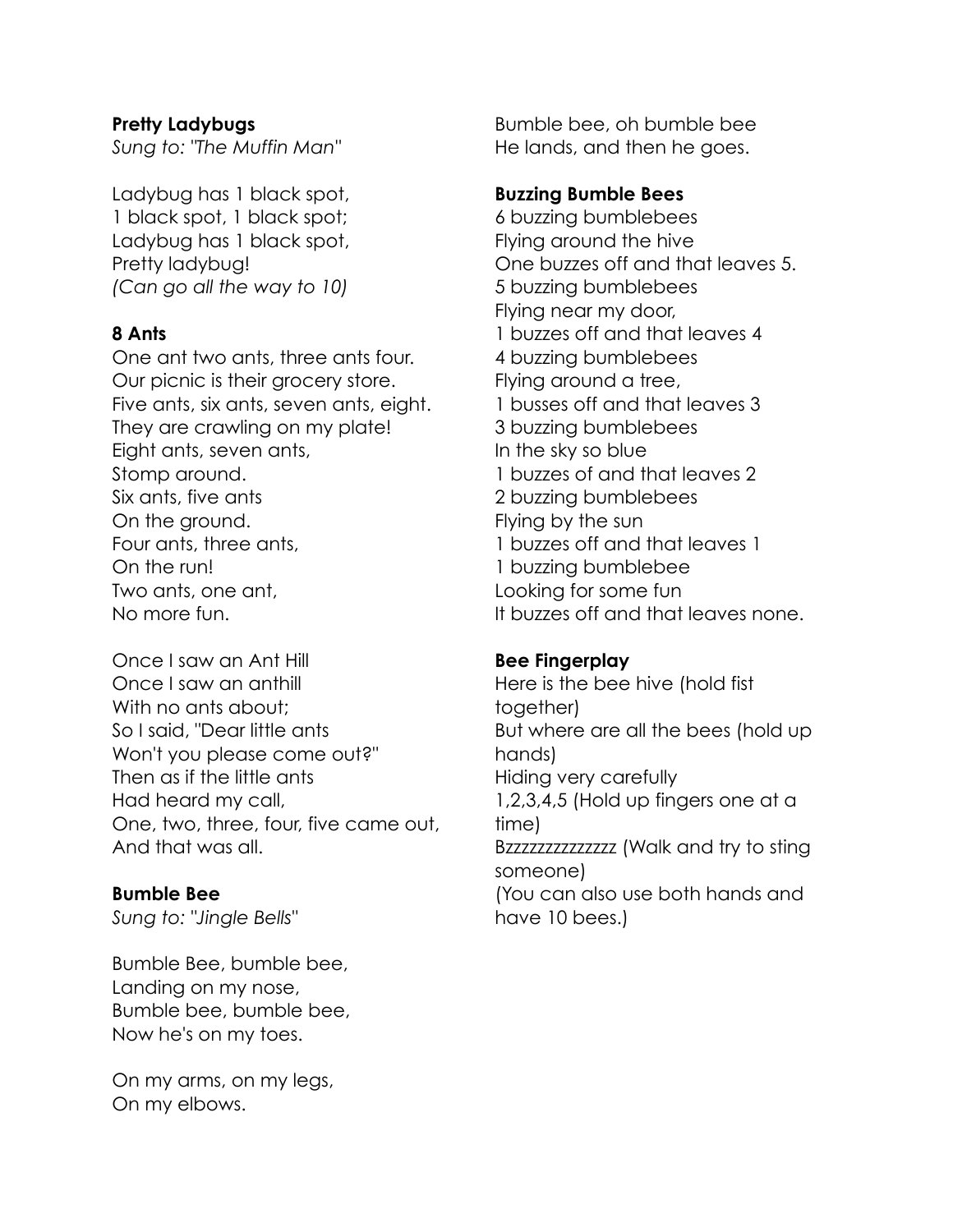**Pretty Ladybugs**
*Sung to: "The Muffin Man"*

Ladybug has 1 black spot,
1 black spot, 1 black spot;
Ladybug has 1 black spot,
Pretty ladybug!
*(Can go all the way to 10)*

**8 Ants**
One ant two ants, three ants four.
Our picnic is their grocery store.
Five ants, six ants, seven ants, eight.
They are crawling on my plate!
Eight ants, seven ants,
Stomp around.
Six ants, five ants
On the ground.
Four ants, three ants,
On the run!
Two ants, one ant,
No more fun.

Once I saw an Ant Hill
Once I saw an anthill
With no ants about;
So I said, "Dear little ants
Won't you please come out?"
Then as if the little ants
Had heard my call,
One, two, three, four, five came out,
And that was all.

**Bumble Bee**
*Sung to: "Jingle Bells"*

Bumble Bee, bumble bee,
Landing on my nose,
Bumble bee, bumble bee,
Now he's on my toes.

On my arms, on my legs,
On my elbows.
Bumble bee, oh bumble bee
He lands, and then he goes.

**Buzzing Bumble Bees**
6 buzzing bumblebees
Flying around the hive
One buzzes off and that leaves 5.
5 buzzing bumblebees
Flying near my door,
1 buzzes off and that leaves 4
4 buzzing bumblebees
Flying around a tree,
1 busses off and that leaves 3
3 buzzing bumblebees
In the sky so blue
1 buzzes of and that leaves 2
2 buzzing bumblebees
Flying by the sun
1 buzzes off and that leaves 1
1 buzzing bumblebee
Looking for some fun
It buzzes off and that leaves none.

**Bee Fingerplay**
Here is the bee hive (hold fist together)
But where are all the bees (hold up hands)
Hiding very carefully
1,2,3,4,5 (Hold up fingers one at a time)
Bzzzzzzzzzzzzzz (Walk and try to sting someone)
(You can also use both hands and have 10 bees.)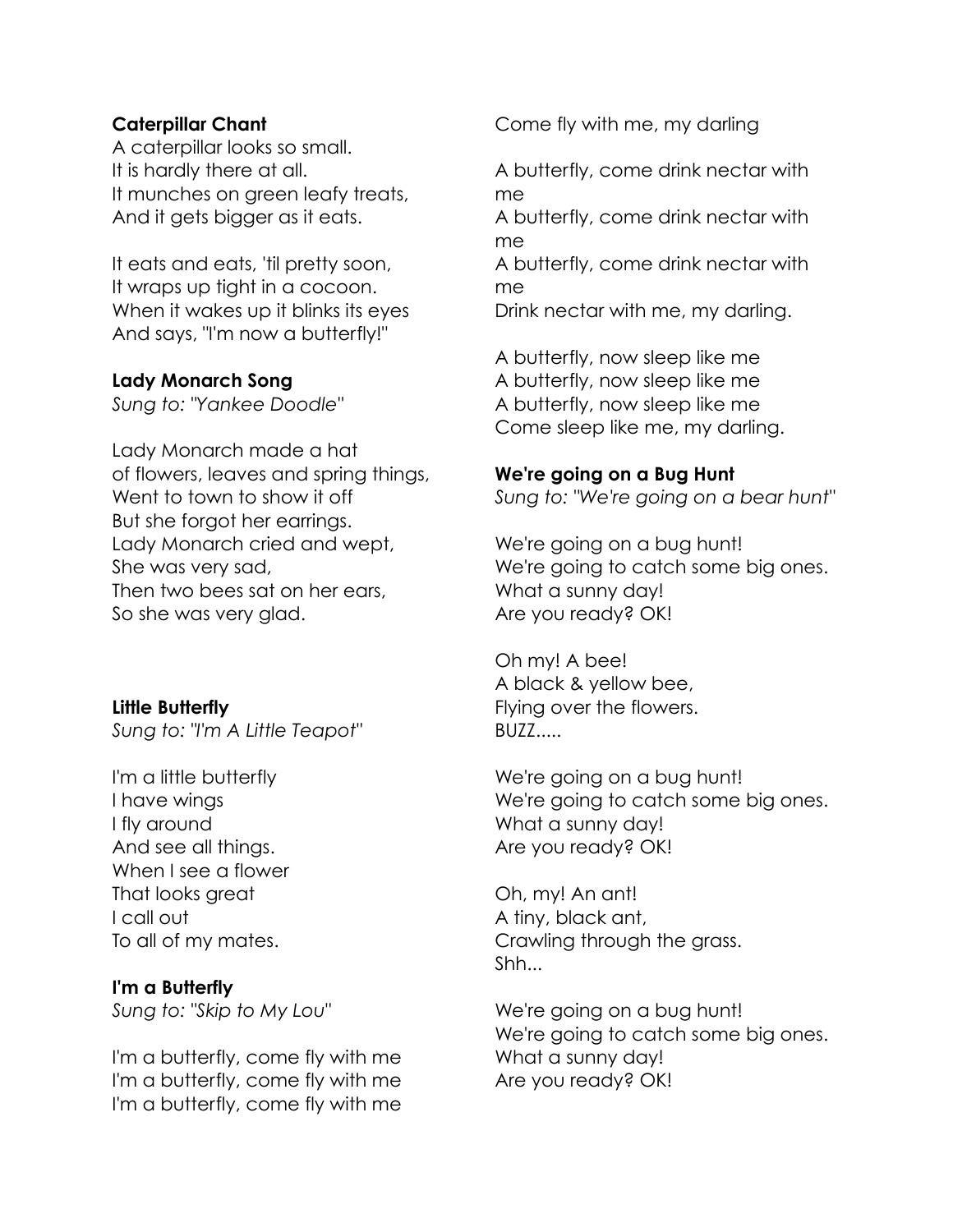**Caterpillar Chant**

A caterpillar looks so small.
It is hardly there at all.
It munches on green leafy treats,
And it gets bigger as it eats.

It eats and eats, 'til pretty soon,
It wraps up tight in a cocoon.
When it wakes up it blinks its eyes
And says, "I'm now a butterfly!"

**Lady Monarch Song**

*Sung to: "Yankee Doodle"*

Lady Monarch made a hat
of flowers, leaves and spring things,
Went to town to show it off
But she forgot her earrings.
Lady Monarch cried and wept,
She was very sad,
Then two bees sat on her ears,
So she was very glad.

**Little Butterfly**

*Sung to: "I'm A Little Teapot"*

I'm a little butterfly
I have wings
I fly around
And see all things.
When I see a flower
That looks great
I call out
To all of my mates.

**I'm a Butterfly**

*Sung to: "Skip to My Lou"*

I'm a butterfly, come fly with me
I'm a butterfly, come fly with me
I'm a butterfly, come fly with me
Come fly with me, my darling

A butterfly, come drink nectar with me
A butterfly, come drink nectar with me
A butterfly, come drink nectar with me
Drink nectar with me, my darling.

A butterfly, now sleep like me
A butterfly, now sleep like me
A butterfly, now sleep like me
Come sleep like me, my darling.

**We're going on a Bug Hunt**

*Sung to: "We're going on a bear hunt"*

We're going on a bug hunt!
We're going to catch some big ones.
What a sunny day!
Are you ready? OK!

Oh my! A bee!
A black & yellow bee,
Flying over the flowers.
BUZZ.....

We're going on a bug hunt!
We're going to catch some big ones.
What a sunny day!
Are you ready? OK!

Oh, my! An ant!
A tiny, black ant,
Crawling through the grass.
Shh...

We're going on a bug hunt!
We're going to catch some big ones.
What a sunny day!
Are you ready? OK!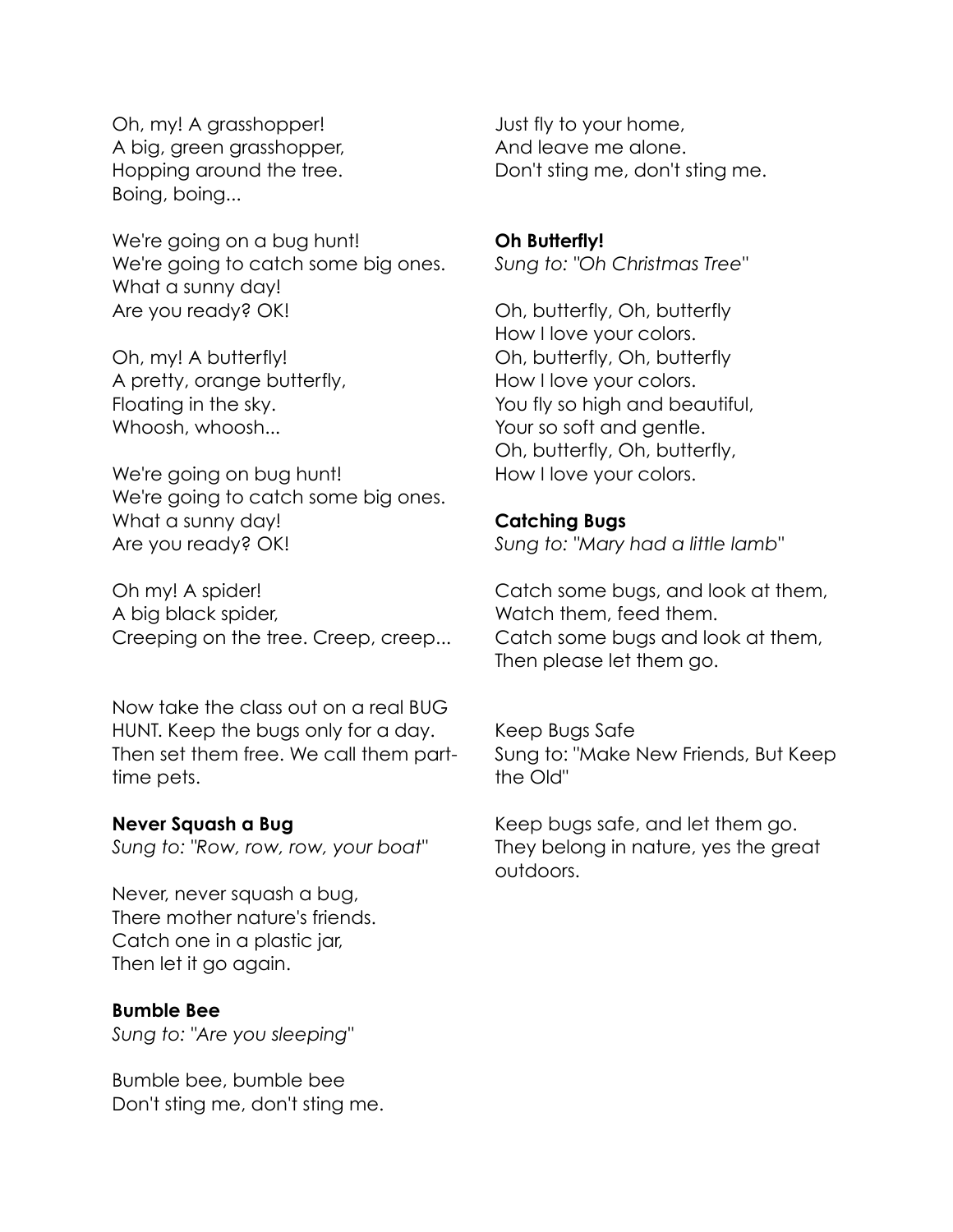Oh, my! A grasshopper!
A big, green grasshopper,
Hopping around the tree.
Boing, boing...

We're going on a bug hunt!
We're going to catch some big ones.
What a sunny day!
Are you ready? OK!

Oh, my! A butterfly!
A pretty, orange butterfly,
Floating in the sky.
Whoosh, whoosh...

We're going on bug hunt!
We're going to catch some big ones.
What a sunny day!
Are you ready? OK!

Oh my! A spider!
A big black spider,
Creeping on the tree. Creep, creep...

Now take the class out on a real BUG HUNT. Keep the bugs only for a day. Then set them free. We call them part-time pets.

**Never Squash a Bug**
*Sung to: "Row, row, row, your boat"*

Never, never squash a bug,
There mother nature's friends.
Catch one in a plastic jar,
Then let it go again.

**Bumble Bee**
*Sung to: "Are you sleeping"*

Bumble bee, bumble bee
Don't sting me, don't sting me.
Just fly to your home,
And leave me alone.
Don't sting me, don't sting me.

**Oh Butterfly!**
*Sung to: "Oh Christmas Tree"*

Oh, butterfly, Oh, butterfly
How I love your colors.
Oh, butterfly, Oh, butterfly
How I love your colors.
You fly so high and beautiful,
Your so soft and gentle.
Oh, butterfly, Oh, butterfly,
How I love your colors.

**Catching Bugs**
*Sung to: "Mary had a little lamb"*

Catch some bugs, and look at them,
Watch them, feed them.
Catch some bugs and look at them,
Then please let them go.

Keep Bugs Safe
Sung to: "Make New Friends, But Keep the Old"

Keep bugs safe, and let them go.
They belong in nature, yes the great outdoors.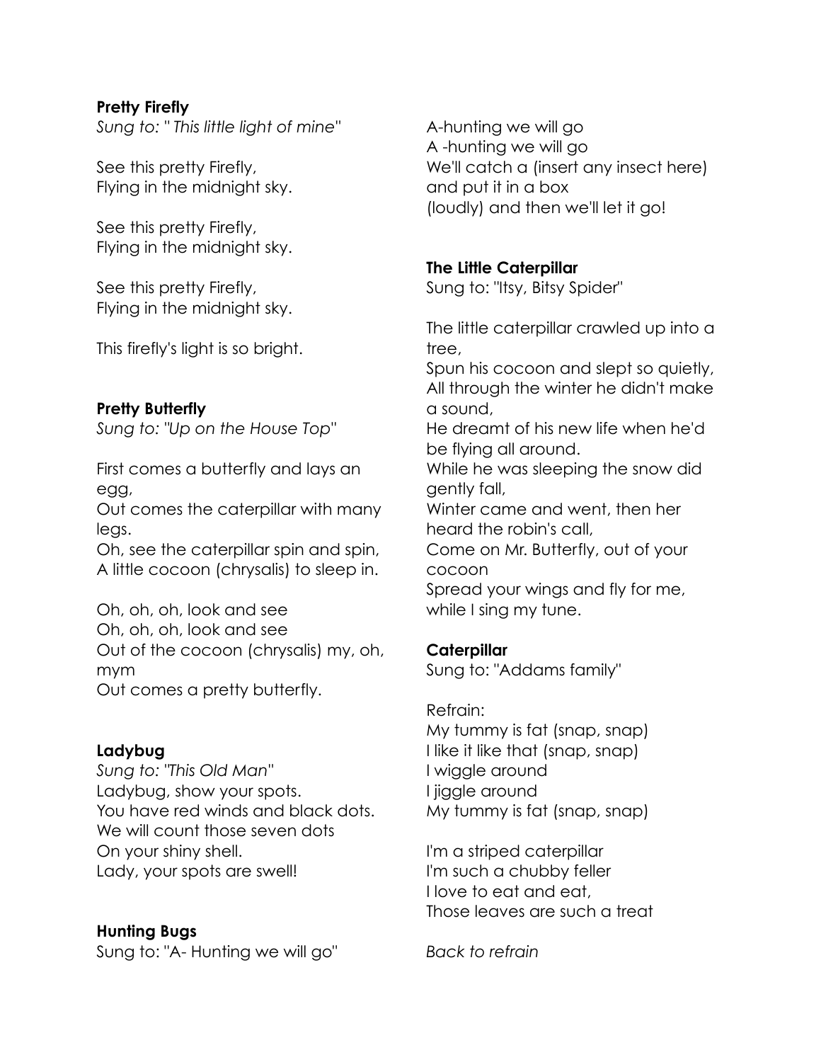**Pretty Firefly**
*Sung to: " This little light of mine"*

See this pretty Firefly,
Flying in the midnight sky.

See this pretty Firefly,
Flying in the midnight sky.

See this pretty Firefly,
Flying in the midnight sky.

This firefly's light is so bright.

**Pretty Butterfly**
*Sung to: "Up on the House Top"*

First comes a butterfly and lays an egg,
Out comes the caterpillar with many legs.
Oh, see the caterpillar spin and spin,
A little cocoon (chrysalis) to sleep in.

Oh, oh, oh, look and see
Oh, oh, oh, look and see
Out of the cocoon (chrysalis) my, oh, mym
Out comes a pretty butterfly.

**Ladybug**
*Sung to: "This Old Man"*
Ladybug, show your spots.
You have red winds and black dots.
We will count those seven dots
On your shiny shell.
Lady, your spots are swell!

**Hunting Bugs**
Sung to: "A- Hunting we will go"

A-hunting we will go
A -hunting we will go
We'll catch a (insert any insect here)
and put it in a box
(loudly) and then we'll let it go!

**The Little Caterpillar**
Sung to: "Itsy, Bitsy Spider"

The little caterpillar crawled up into a tree,
Spun his cocoon and slept so quietly,
All through the winter he didn't make a sound,
He dreamt of his new life when he'd be flying all around.
While he was sleeping the snow did gently fall,
Winter came and went, then her heard the robin's call,
Come on Mr. Butterfly, out of your cocoon
Spread your wings and fly for me, while I sing my tune.

**Caterpillar**
Sung to: "Addams family"

Refrain:
My tummy is fat (snap, snap)
I like it like that (snap, snap)
I wiggle around
I jiggle around
My tummy is fat (snap, snap)

I'm a striped caterpillar
I'm such a chubby feller
I love to eat and eat,
Those leaves are such a treat

*Back to refrain*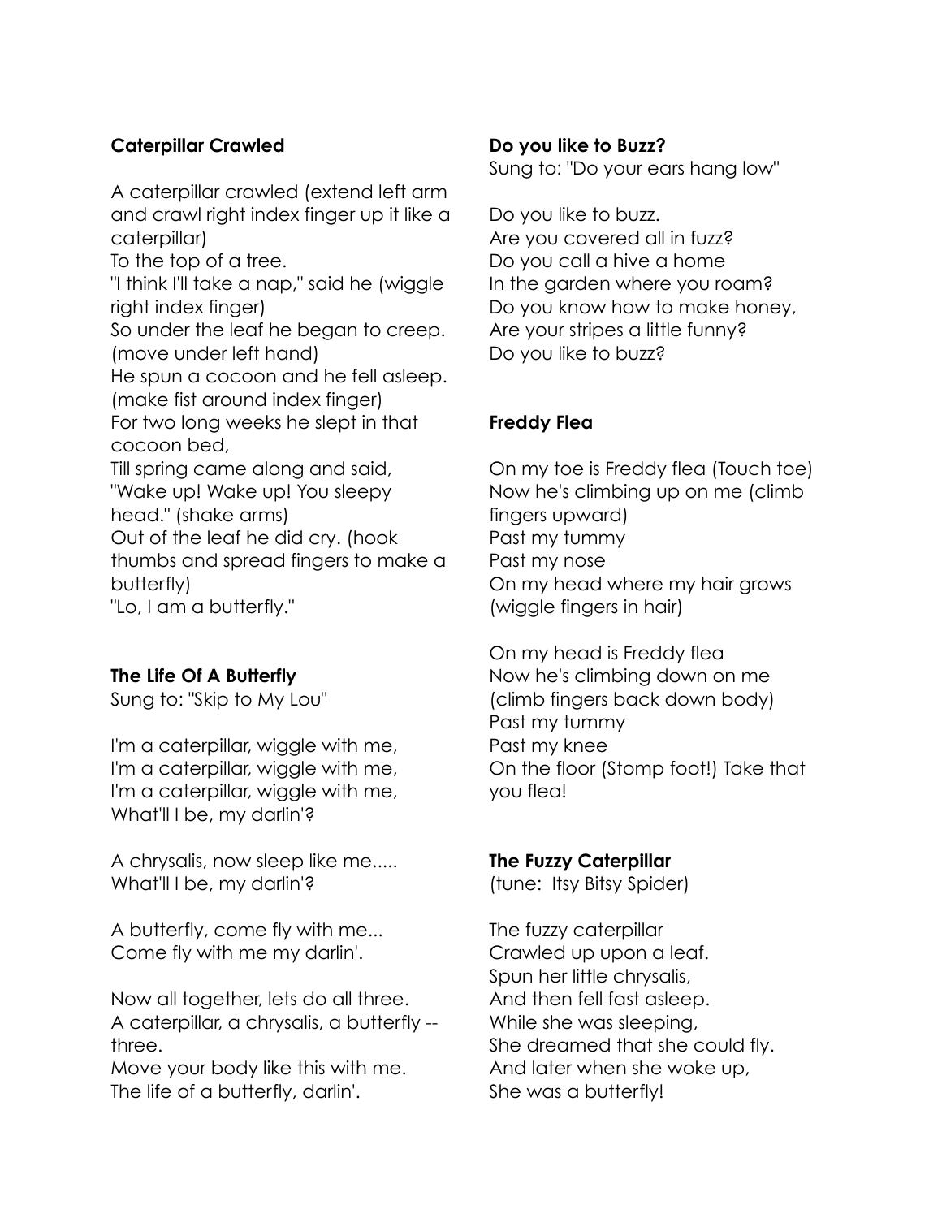**Caterpillar Crawled**

A caterpillar crawled (extend left arm and crawl right index finger up it like a caterpillar)
To the top of a tree.
"I think I'll take a nap," said he (wiggle right index finger)
So under the leaf he began to creep. (move under left hand)
He spun a cocoon and he fell asleep. (make fist around index finger)
For two long weeks he slept in that cocoon bed,
Till spring came along and said,
"Wake up! Wake up! You sleepy head." (shake arms)
Out of the leaf he did cry. (hook thumbs and spread fingers to make a butterfly)
"Lo, I am a butterfly."

**The Life Of A Butterfly**
Sung to: "Skip to My Lou"

I'm a caterpillar, wiggle with me,
I'm a caterpillar, wiggle with me,
I'm a caterpillar, wiggle with me,
What'll I be, my darlin'?

A chrysalis, now sleep like me.....
What'll I be, my darlin'?

A butterfly, come fly with me...
Come fly with me my darlin'.

Now all together, lets do all three.
A caterpillar, a chrysalis, a butterfly -- three.
Move your body like this with me.
The life of a butterfly, darlin'.

**Do you like to Buzz?**
Sung to: "Do your ears hang low"

Do you like to buzz.
Are you covered all in fuzz?
Do you call a hive a home
In the garden where you roam?
Do you know how to make honey,
Are your stripes a little funny?
Do you like to buzz?

**Freddy Flea**

On my toe is Freddy flea (Touch toe)
Now he's climbing up on me (climb fingers upward)
Past my tummy
Past my nose
On my head where my hair grows (wiggle fingers in hair)

On my head is Freddy flea
Now he's climbing down on me (climb fingers back down body)
Past my tummy
Past my knee
On the floor (Stomp foot!) Take that you flea!

**The Fuzzy Caterpillar**
(tune: Itsy Bitsy Spider)

The fuzzy caterpillar
Crawled up upon a leaf.
Spun her little chrysalis,
And then fell fast asleep.
While she was sleeping,
She dreamed that she could fly.
And later when she woke up,
She was a butterfly!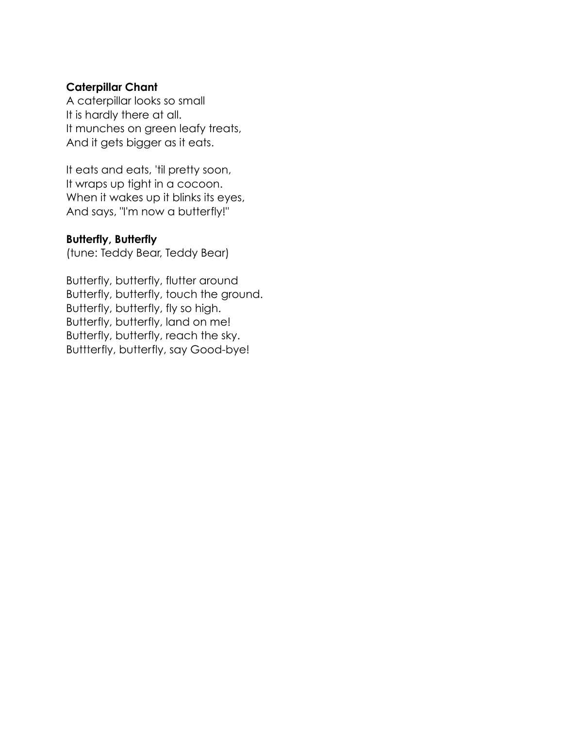**Caterpillar Chant**
A caterpillar looks so small
It is hardly there at all.
It munches on green leafy treats,
And it gets bigger as it eats.

It eats and eats, 'til pretty soon,
It wraps up tight in a cocoon.
When it wakes up it blinks its eyes,
And says, "I'm now a butterfly!"

**Butterfly, Butterfly**
(tune: Teddy Bear, Teddy Bear)

Butterfly, butterfly, flutter around
Butterfly, butterfly, touch the ground.
Butterfly, butterfly, fly so high.
Butterfly, butterfly, land on me!
Butterfly, butterfly, reach the sky.
Buttterfly, butterfly, say Good-bye!